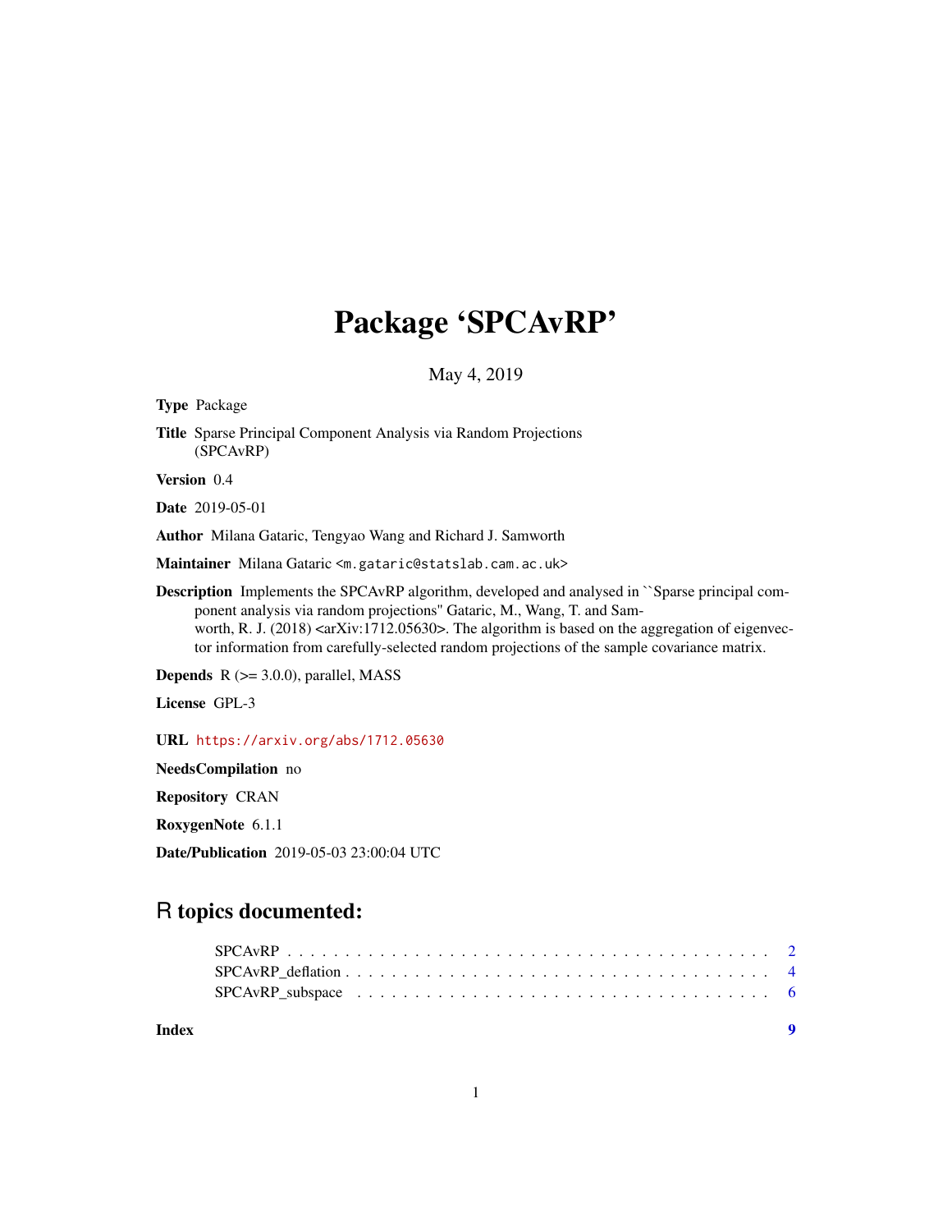# Package 'SPCAvRP'

May 4, 2019

**Type** Package

**Title** Sparse Principal Component Analysis via Random Projections (SPCAvRP)

**Version** 0.4

**Date** 2019-05-01

**Author** Milana Gataric, Tengyao Wang and Richard J. Samworth

**Maintainer** Milana Gataric <m.gataric@statslab.cam.ac.uk>

**Description** Implements the SPCAvRP algorithm, developed and analysed in ``Sparse principal component analysis via random projections'' Gataric, M., Wang, T. and Samworth, R. J. (2018) <arXiv:1712.05630>. The algorithm is based on the aggregation of eigenvector information from carefully-selected random projections of the sample covariance matrix.

**Depends** R (>= 3.0.0), parallel, MASS

**License** GPL-3

**URL** https://arxiv.org/abs/1712.05630

**NeedsCompilation** no

**Repository** CRAN

**RoxygenNote** 6.1.1

**Date/Publication** 2019-05-03 23:00:04 UTC

## R topics documented:

SPCAvRP . . . . . . . . . . . . . . . . . . . . . . . . . . . . . . . . . . . . . . . . 2
SPCAvRP_deflation . . . . . . . . . . . . . . . . . . . . . . . . . . . . . . . . . . . 4
SPCAvRP_subspace . . . . . . . . . . . . . . . . . . . . . . . . . . . . . . . . . . . 6

**Index** **9**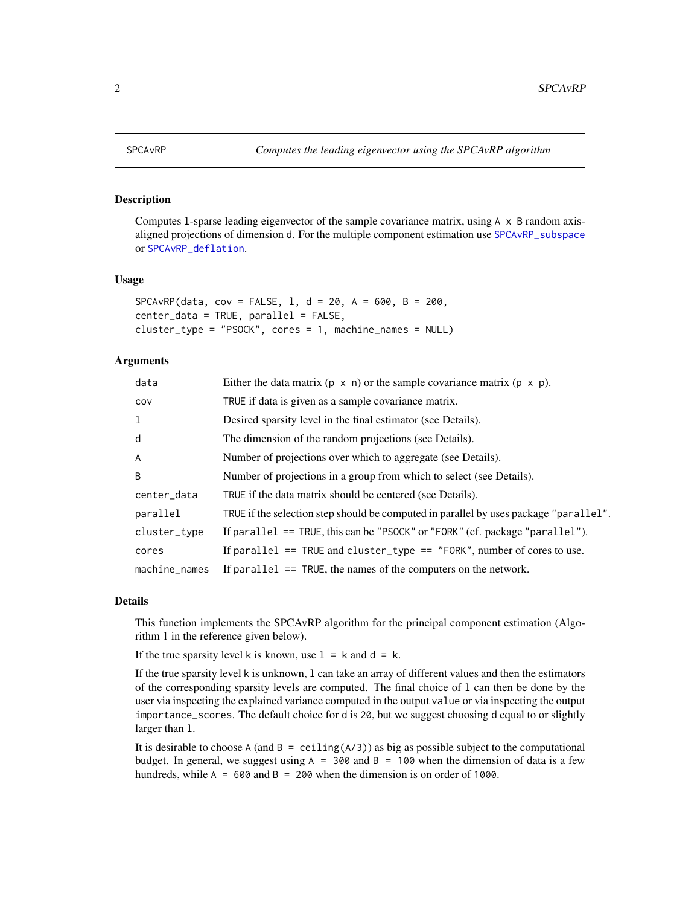SPCAvRP *Computes the leading eigenvector using the SPCAvRP algorithm*

## Description

Computes `l`-sparse leading eigenvector of the sample covariance matrix, using `A x B` random axis-aligned projections of dimension `d`. For the multiple component estimation use `SPCAvRP_subspace` or `SPCAvRP_deflation`.

## Usage

```
SPCAvRP(data, cov = FALSE, l, d = 20, A = 600, B = 200,
center_data = TRUE, parallel = FALSE,
cluster_type = "PSOCK", cores = 1, machine_names = NULL)
```

## Arguments

| | |
|---|---|
| `data` | Either the data matrix (`p x n`) or the sample covariance matrix (`p x p`). |
| `cov` | `TRUE` if data is given as a sample covariance matrix. |
| `l` | Desired sparsity level in the final estimator (see Details). |
| `d` | The dimension of the random projections (see Details). |
| `A` | Number of projections over which to aggregate (see Details). |
| `B` | Number of projections in a group from which to select (see Details). |
| `center_data` | `TRUE` if the data matrix should be centered (see Details). |
| `parallel` | `TRUE` if the selection step should be computed in parallel by uses package `"parallel"`. |
| `cluster_type` | If `parallel == TRUE`, this can be `"PSOCK"` or `"FORK"` (cf. package `"parallel"`). |
| `cores` | If `parallel == TRUE` and `cluster_type == "FORK"`, number of cores to use. |
| `machine_names` | If `parallel == TRUE`, the names of the computers on the network. |

## Details

This function implements the SPCAvRP algorithm for the principal component estimation (Algorithm 1 in the reference given below).

If the true sparsity level `k` is known, use `l = k` and `d = k`.

If the true sparsity level `k` is unknown, `l` can take an array of different values and then the estimators of the corresponding sparsity levels are computed. The final choice of `l` can then be done by the user via inspecting the explained variance computed in the output `value` or via inspecting the output `importance_scores`. The default choice for `d` is `20`, but we suggest choosing `d` equal to or slightly larger than `l`.

It is desirable to choose `A` (and `B = ceiling(A/3)`) as big as possible subject to the computational budget. In general, we suggest using `A = 300` and `B = 100` when the dimension of data is a few hundreds, while `A = 600` and `B = 200` when the dimension is on order of `1000`.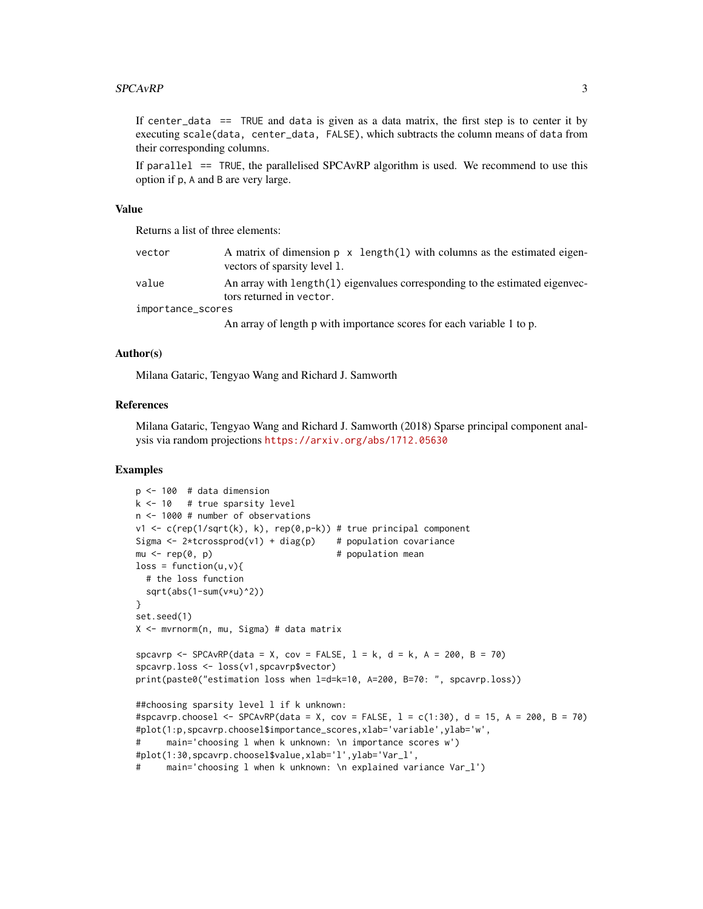If `center_data == TRUE` and `data` is given as a data matrix, the first step is to center it by executing `scale(data, center_data, FALSE)`, which subtracts the column means of `data` from their corresponding columns.

If `parallel == TRUE`, the parallelised SPCAvRP algorithm is used. We recommend to use this option if `p`, `A` and `B` are very large.

### Value

Returns a list of three elements:

`vector` A matrix of dimension `p x length(l)` with columns as the estimated eigenvectors of sparsity level `l`.

`value` An array with `length(l)` eigenvalues corresponding to the estimated eigenvectors returned in `vector`.

`importance_scores` An array of length p with importance scores for each variable 1 to p.

### Author(s)

Milana Gataric, Tengyao Wang and Richard J. Samworth

### References

Milana Gataric, Tengyao Wang and Richard J. Samworth (2018) Sparse principal component analysis via random projections https://arxiv.org/abs/1712.05630

### Examples

```
p <- 100  # data dimension
k <- 10   # true sparsity level
n <- 1000 # number of observations
v1 <- c(rep(1/sqrt(k), k), rep(0,p-k)) # true principal component
Sigma <- 2*tcrossprod(v1) + diag(p)    # population covariance
mu <- rep(0, p)                        # population mean
loss = function(u,v){
  # the loss function
  sqrt(abs(1-sum(v*u)^2))
}
set.seed(1)
X <- mvrnorm(n, mu, Sigma) # data matrix

spcavrp <- SPCAvRP(data = X, cov = FALSE, l = k, d = k, A = 200, B = 70)
spcavrp.loss <- loss(v1,spcavrp$vector)
print(paste0("estimation loss when l=d=k=10, A=200, B=70: ", spcavrp.loss))

##choosing sparsity level l if k unknown:
#spcavrp.choosel <- SPCAvRP(data = X, cov = FALSE, l = c(1:30), d = 15, A = 200, B = 70)
#plot(1:p,spcavrp.choosel$importance_scores,xlab='variable',ylab='w',
#     main='choosing l when k unknown: \n importance scores w')
#plot(1:30,spcavrp.choosel$value,xlab='l',ylab='Var_l',
#     main='choosing l when k unknown: \n explained variance Var_l')
```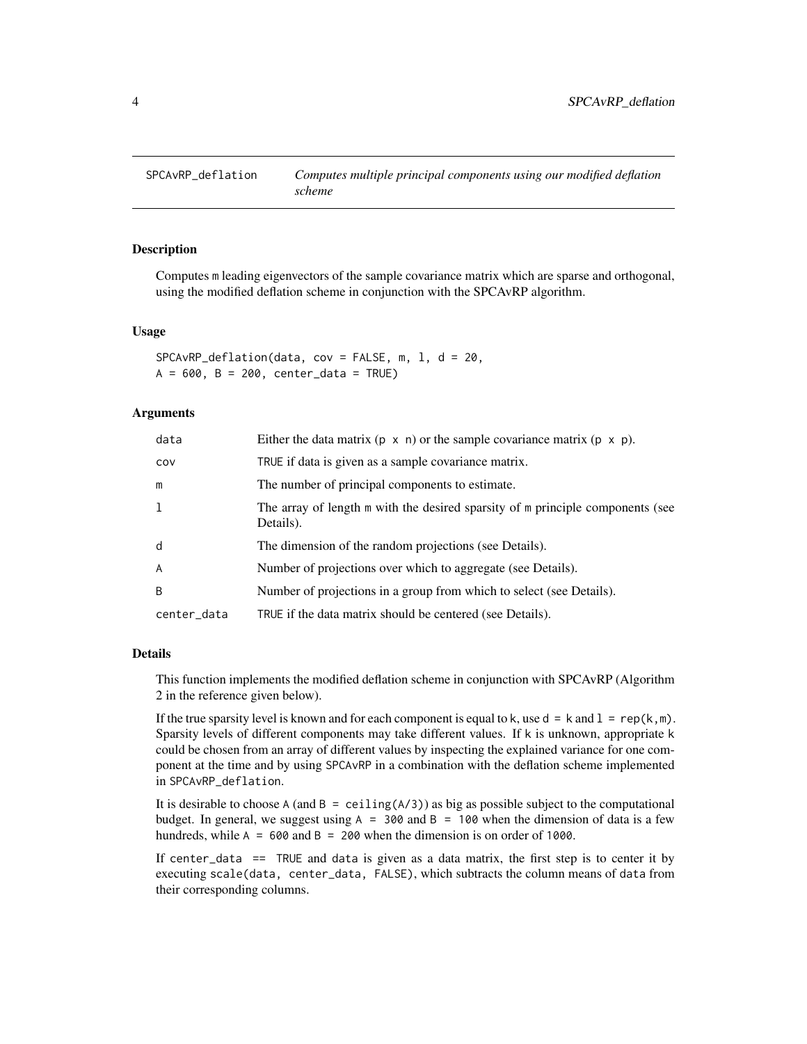## SPCAvRP_deflation — *Computes multiple principal components using our modified deflation scheme*

### Description

Computes `m` leading eigenvectors of the sample covariance matrix which are sparse and orthogonal, using the modified deflation scheme in conjunction with the SPCAvRP algorithm.

### Usage

```
SPCAvRP_deflation(data, cov = FALSE, m, l, d = 20,
A = 600, B = 200, center_data = TRUE)
```

### Arguments

| | |
|---|---|
| `data` | Either the data matrix (`p x n`) or the sample covariance matrix (`p x p`). |
| `cov` | `TRUE` if data is given as a sample covariance matrix. |
| `m` | The number of principal components to estimate. |
| `l` | The array of length `m` with the desired sparsity of `m` principle components (see Details). |
| `d` | The dimension of the random projections (see Details). |
| `A` | Number of projections over which to aggregate (see Details). |
| `B` | Number of projections in a group from which to select (see Details). |
| `center_data` | `TRUE` if the data matrix should be centered (see Details). |

### Details

This function implements the modified deflation scheme in conjunction with SPCAvRP (Algorithm 2 in the reference given below).

If the true sparsity level is known and for each component is equal to `k`, use `d = k` and `l = rep(k,m)`. Sparsity levels of different components may take different values. If `k` is unknown, appropriate `k` could be chosen from an array of different values by inspecting the explained variance for one component at the time and by using `SPCAvRP` in a combination with the deflation scheme implemented in `SPCAvRP_deflation`.

It is desirable to choose `A` (and `B = ceiling(A/3)`) as big as possible subject to the computational budget. In general, we suggest using `A = 300` and `B = 100` when the dimension of data is a few hundreds, while `A = 600` and `B = 200` when the dimension is on order of `1000`.

If `center_data == TRUE` and `data` is given as a data matrix, the first step is to center it by executing `scale(data, center_data, FALSE)`, which subtracts the column means of `data` from their corresponding columns.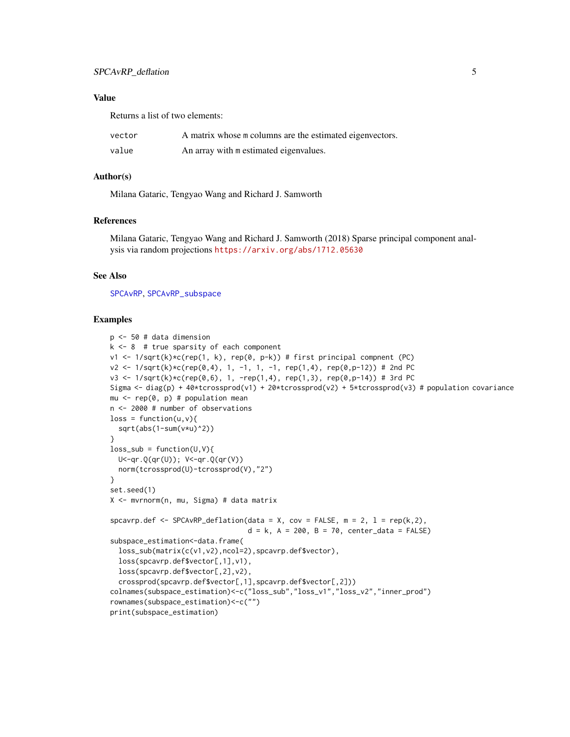## Value

Returns a list of two elements:

| | |
|---|---|
| `vector` | A matrix whose `m` columns are the estimated eigenvectors. |
| `value` | An array with `m` estimated eigenvalues. |

## Author(s)

Milana Gataric, Tengyao Wang and Richard J. Samworth

## References

Milana Gataric, Tengyao Wang and Richard J. Samworth (2018) Sparse principal component analysis via random projections https://arxiv.org/abs/1712.05630

## See Also

`SPCAvRP`, `SPCAvRP_subspace`

## Examples

```
p <- 50 # data dimension
k <- 8  # true sparsity of each component
v1 <- 1/sqrt(k)*c(rep(1, k), rep(0, p-k)) # first principal compnent (PC)
v2 <- 1/sqrt(k)*c(rep(0,4), 1, -1, 1, -1, rep(1,4), rep(0,p-12)) # 2nd PC
v3 <- 1/sqrt(k)*c(rep(0,6), 1, -rep(1,4), rep(1,3), rep(0,p-14)) # 3rd PC
Sigma <- diag(p) + 40*tcrossprod(v1) + 20*tcrossprod(v2) + 5*tcrossprod(v3) # population covariance
mu <- rep(0, p) # population mean
n <- 2000 # number of observations
loss = function(u,v){
  sqrt(abs(1-sum(v*u)^2))
}
loss_sub = function(U,V){
  U<-qr.Q(qr(U)); V<-qr.Q(qr(V))
  norm(tcrossprod(U)-tcrossprod(V),"2")
}
set.seed(1)
X <- mvrnorm(n, mu, Sigma) # data matrix

spcavrp.def <- SPCAvRP_deflation(data = X, cov = FALSE, m = 2, l = rep(k,2),
                                 d = k, A = 200, B = 70, center_data = FALSE)
subspace_estimation<-data.frame(
  loss_sub(matrix(c(v1,v2),ncol=2),spcavrp.def$vector),
  loss(spcavrp.def$vector[,1],v1),
  loss(spcavrp.def$vector[,2],v2),
  crossprod(spcavrp.def$vector[,1],spcavrp.def$vector[,2]))
colnames(subspace_estimation)<-c("loss_sub","loss_v1","loss_v2","inner_prod")
rownames(subspace_estimation)<-c("")
print(subspace_estimation)
```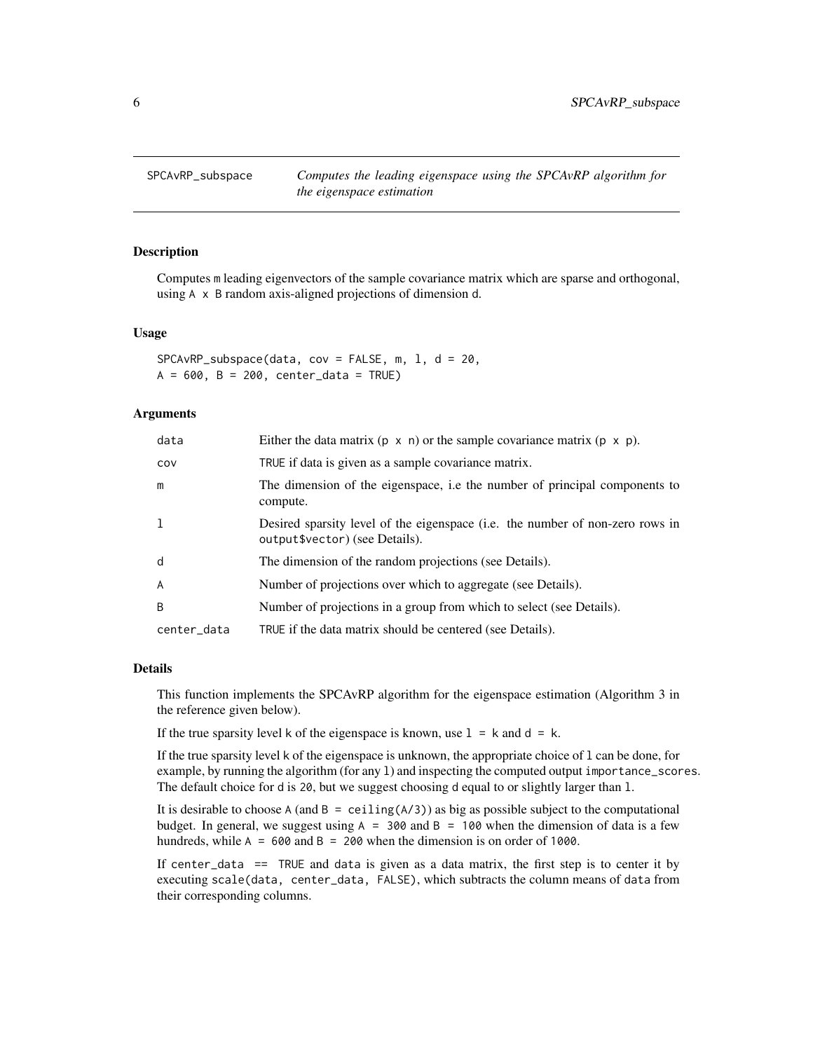## SPCAvRP_subspace — *Computes the leading eigenspace using the SPCAvRP algorithm for the eigenspace estimation*

### Description

Computes `m` leading eigenvectors of the sample covariance matrix which are sparse and orthogonal, using `A x B` random axis-aligned projections of dimension `d`.

### Usage

```
SPCAvRP_subspace(data, cov = FALSE, m, l, d = 20,
A = 600, B = 200, center_data = TRUE)
```

### Arguments

| | |
|---|---|
| `data` | Either the data matrix (`p x n`) or the sample covariance matrix (`p x p`). |
| `cov` | `TRUE` if data is given as a sample covariance matrix. |
| `m` | The dimension of the eigenspace, i.e the number of principal components to compute. |
| `l` | Desired sparsity level of the eigenspace (i.e. the number of non-zero rows in `output$vector`) (see Details). |
| `d` | The dimension of the random projections (see Details). |
| `A` | Number of projections over which to aggregate (see Details). |
| `B` | Number of projections in a group from which to select (see Details). |
| `center_data` | `TRUE` if the data matrix should be centered (see Details). |

### Details

This function implements the SPCAvRP algorithm for the eigenspace estimation (Algorithm 3 in the reference given below).

If the true sparsity level `k` of the eigenspace is known, use `l = k` and `d = k`.

If the true sparsity level `k` of the eigenspace is unknown, the appropriate choice of `l` can be done, for example, by running the algorithm (for any `l`) and inspecting the computed output `importance_scores`. The default choice for `d` is `20`, but we suggest choosing `d` equal to or slightly larger than `l`.

It is desirable to choose `A` (and `B = ceiling(A/3)`) as big as possible subject to the computational budget. In general, we suggest using `A = 300` and `B = 100` when the dimension of data is a few hundreds, while `A = 600` and `B = 200` when the dimension is on order of `1000`.

If `center_data == TRUE` and `data` is given as a data matrix, the first step is to center it by executing `scale(data, center_data, FALSE)`, which subtracts the column means of `data` from their corresponding columns.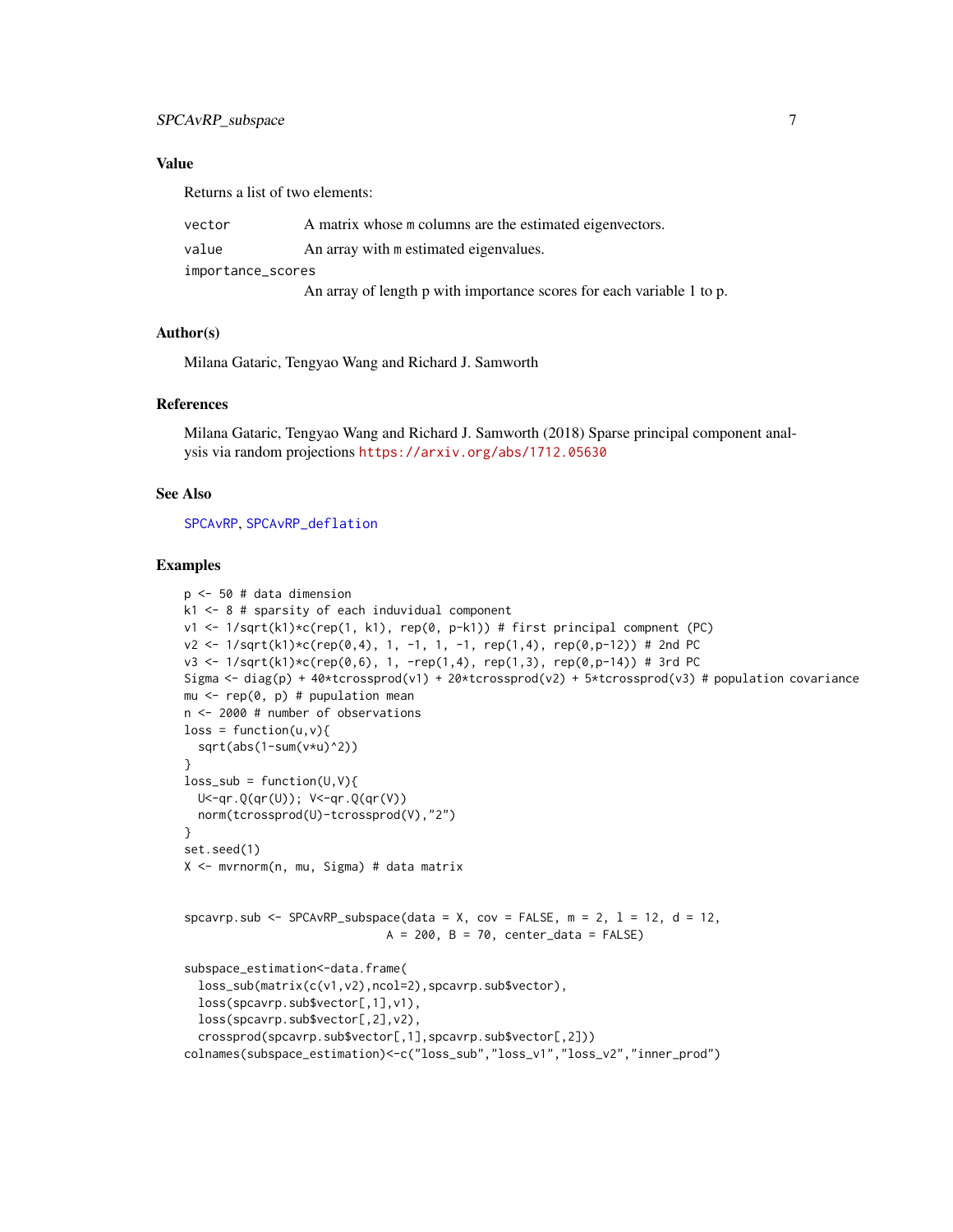## Value

Returns a list of two elements:

- `vector` A matrix whose m columns are the estimated eigenvectors.
- `value` An array with m estimated eigenvalues.
- `importance_scores` An array of length p with importance scores for each variable 1 to p.

## Author(s)

Milana Gataric, Tengyao Wang and Richard J. Samworth

## References

Milana Gataric, Tengyao Wang and Richard J. Samworth (2018) Sparse principal component analysis via random projections https://arxiv.org/abs/1712.05630

## See Also

SPCAvRP, SPCAvRP_deflation

## Examples

```
p <- 50 # data dimension
k1 <- 8 # sparsity of each induvidual component
v1 <- 1/sqrt(k1)*c(rep(1, k1), rep(0, p-k1)) # first principal compnent (PC)
v2 <- 1/sqrt(k1)*c(rep(0,4), 1, -1, 1, -1, rep(1,4), rep(0,p-12)) # 2nd PC
v3 <- 1/sqrt(k1)*c(rep(0,6), 1, -rep(1,4), rep(1,3), rep(0,p-14)) # 3rd PC
Sigma <- diag(p) + 40*tcrossprod(v1) + 20*tcrossprod(v2) + 5*tcrossprod(v3) # population covariance
mu <- rep(0, p) # pupulation mean
n <- 2000 # number of observations
loss = function(u,v){
  sqrt(abs(1-sum(v*u)^2))
}
loss_sub = function(U,V){
  U<-qr.Q(qr(U)); V<-qr.Q(qr(V))
  norm(tcrossprod(U)-tcrossprod(V),"2")
}
set.seed(1)
X <- mvrnorm(n, mu, Sigma) # data matrix


spcavrp.sub <- SPCAvRP_subspace(data = X, cov = FALSE, m = 2, l = 12, d = 12,
                             A = 200, B = 70, center_data = FALSE)

subspace_estimation<-data.frame(
  loss_sub(matrix(c(v1,v2),ncol=2),spcavrp.sub$vector),
  loss(spcavrp.sub$vector[,1],v1),
  loss(spcavrp.sub$vector[,2],v2),
  crossprod(spcavrp.sub$vector[,1],spcavrp.sub$vector[,2]))
colnames(subspace_estimation)<-c("loss_sub","loss_v1","loss_v2","inner_prod")
```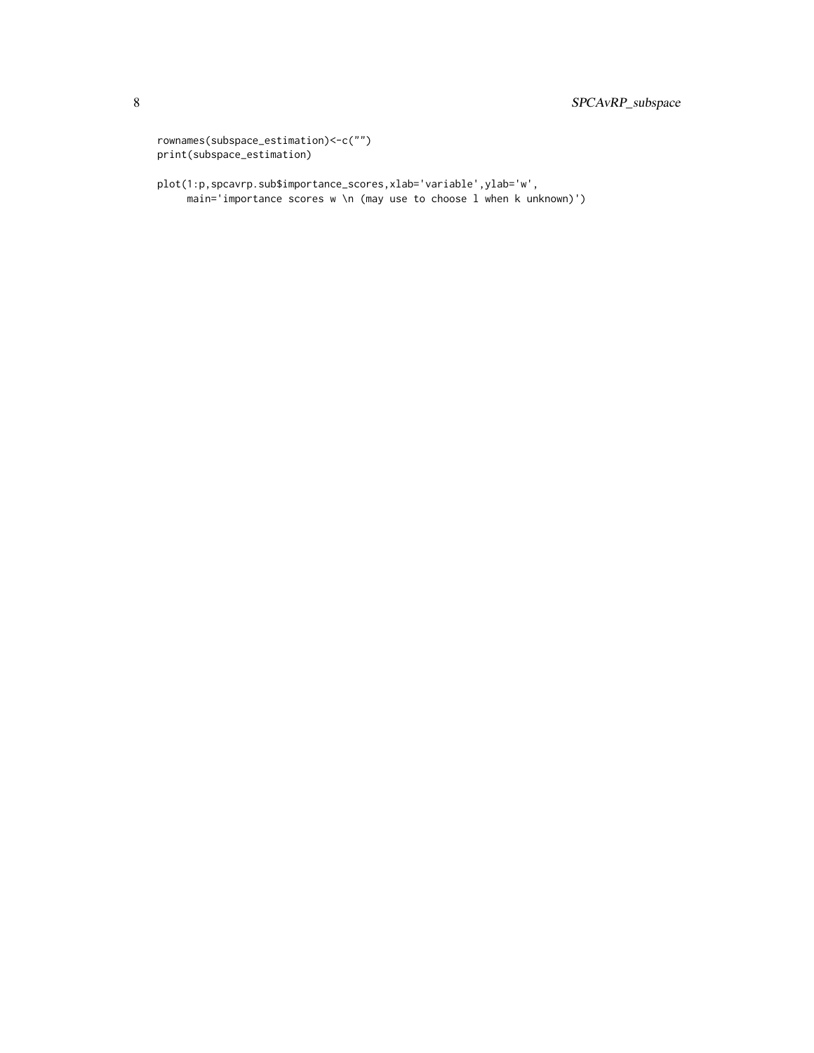```
rownames(subspace_estimation)<-c("")
print(subspace_estimation)

plot(1:p,spcavrp.sub$importance_scores,xlab='variable',ylab='w',
     main='importance scores w \n (may use to choose l when k unknown)')
```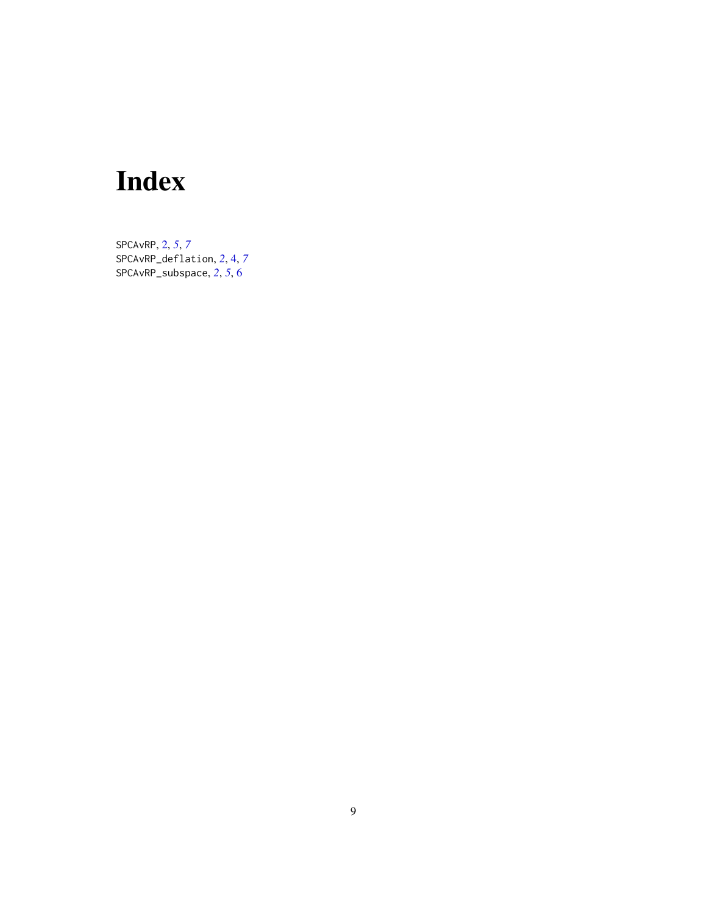# Index

SPCAvRP, 2, *5*, *7*
SPCAvRP_deflation, *2*, 4, *7*
SPCAvRP_subspace, *2*, *5*, 6